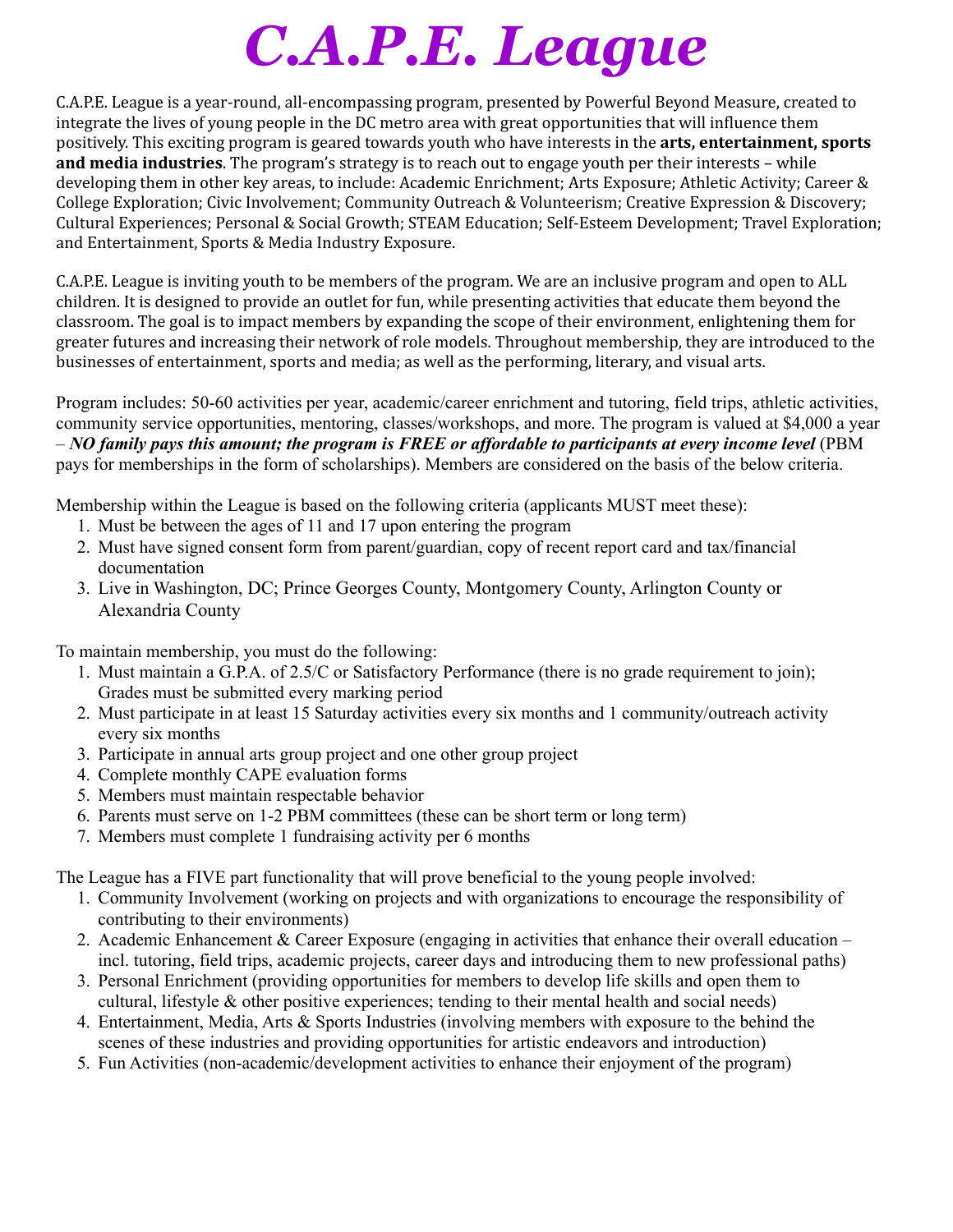# ***C.A.P.E. League***

C.A.P.E. League is a year-round, all-encompassing program, presented by Powerful Beyond Measure, created to integrate the lives of young people in the DC metro area with great opportunities that will influence them positively. This exciting program is geared towards youth who have interests in the **arts, entertainment, sports and media industries**. The program's strategy is to reach out to engage youth per their interests – while developing them in other key areas, to include: Academic Enrichment; Arts Exposure; Athletic Activity; Career & College Exploration; Civic Involvement; Community Outreach & Volunteerism; Creative Expression & Discovery; Cultural Experiences; Personal & Social Growth; STEAM Education; Self-Esteem Development; Travel Exploration; and Entertainment, Sports & Media Industry Exposure.

C.A.P.E. League is inviting youth to be members of the program. We are an inclusive program and open to ALL children. It is designed to provide an outlet for fun, while presenting activities that educate them beyond the classroom. The goal is to impact members by expanding the scope of their environment, enlightening them for greater futures and increasing their network of role models. Throughout membership, they are introduced to the businesses of entertainment, sports and media; as well as the performing, literary, and visual arts.

Program includes: 50-60 activities per year, academic/career enrichment and tutoring, field trips, athletic activities, community service opportunities, mentoring, classes/workshops, and more. The program is valued at $4,000 a year – ***NO family pays this amount; the program is FREE or affordable to participants at every income level*** (PBM pays for memberships in the form of scholarships). Members are considered on the basis of the below criteria.

Membership within the League is based on the following criteria (applicants MUST meet these):

1. Must be between the ages of 11 and 17 upon entering the program
2. Must have signed consent form from parent/guardian, copy of recent report card and tax/financial documentation
3. Live in Washington, DC; Prince Georges County, Montgomery County, Arlington County or Alexandria County

To maintain membership, you must do the following:

1. Must maintain a G.P.A. of 2.5/C or Satisfactory Performance (there is no grade requirement to join); Grades must be submitted every marking period
2. Must participate in at least 15 Saturday activities every six months and 1 community/outreach activity every six months
3. Participate in annual arts group project and one other group project
4. Complete monthly CAPE evaluation forms
5. Members must maintain respectable behavior
6. Parents must serve on 1-2 PBM committees (these can be short term or long term)
7. Members must complete 1 fundraising activity per 6 months

The League has a FIVE part functionality that will prove beneficial to the young people involved:

1. Community Involvement (working on projects and with organizations to encourage the responsibility of contributing to their environments)
2. Academic Enhancement & Career Exposure (engaging in activities that enhance their overall education – incl. tutoring, field trips, academic projects, career days and introducing them to new professional paths)
3. Personal Enrichment (providing opportunities for members to develop life skills and open them to cultural, lifestyle & other positive experiences; tending to their mental health and social needs)
4. Entertainment, Media, Arts & Sports Industries (involving members with exposure to the behind the scenes of these industries and providing opportunities for artistic endeavors and introduction)
5. Fun Activities (non-academic/development activities to enhance their enjoyment of the program)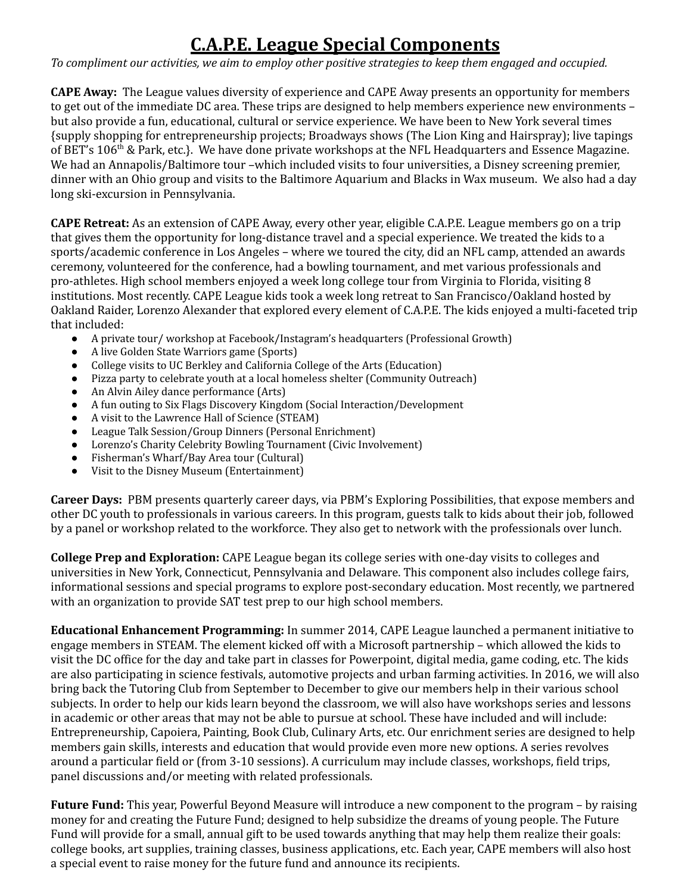# C.A.P.E. League Special Components

*To compliment our activities, we aim to employ other positive strategies to keep them engaged and occupied.*

**CAPE Away:** The League values diversity of experience and CAPE Away presents an opportunity for members to get out of the immediate DC area. These trips are designed to help members experience new environments – but also provide a fun, educational, cultural or service experience. We have been to New York several times {supply shopping for entrepreneurship projects; Broadways shows (The Lion King and Hairspray); live tapings of BET's 106th & Park, etc.}. We have done private workshops at the NFL Headquarters and Essence Magazine. We had an Annapolis/Baltimore tour –which included visits to four universities, a Disney screening premier, dinner with an Ohio group and visits to the Baltimore Aquarium and Blacks in Wax museum. We also had a day long ski-excursion in Pennsylvania.

**CAPE Retreat:** As an extension of CAPE Away, every other year, eligible C.A.P.E. League members go on a trip that gives them the opportunity for long-distance travel and a special experience. We treated the kids to a sports/academic conference in Los Angeles – where we toured the city, did an NFL camp, attended an awards ceremony, volunteered for the conference, had a bowling tournament, and met various professionals and pro-athletes. High school members enjoyed a week long college tour from Virginia to Florida, visiting 8 institutions. Most recently. CAPE League kids took a week long retreat to San Francisco/Oakland hosted by Oakland Raider, Lorenzo Alexander that explored every element of C.A.P.E. The kids enjoyed a multi-faceted trip that included:

- A private tour/ workshop at Facebook/Instagram's headquarters (Professional Growth)
- A live Golden State Warriors game (Sports)
- College visits to UC Berkley and California College of the Arts (Education)
- Pizza party to celebrate youth at a local homeless shelter (Community Outreach)
- An Alvin Ailey dance performance (Arts)
- A fun outing to Six Flags Discovery Kingdom (Social Interaction/Development
- A visit to the Lawrence Hall of Science (STEAM)
- League Talk Session/Group Dinners (Personal Enrichment)
- Lorenzo's Charity Celebrity Bowling Tournament (Civic Involvement)
- Fisherman's Wharf/Bay Area tour (Cultural)
- Visit to the Disney Museum (Entertainment)

**Career Days:** PBM presents quarterly career days, via PBM's Exploring Possibilities, that expose members and other DC youth to professionals in various careers. In this program, guests talk to kids about their job, followed by a panel or workshop related to the workforce. They also get to network with the professionals over lunch.

**College Prep and Exploration:** CAPE League began its college series with one-day visits to colleges and universities in New York, Connecticut, Pennsylvania and Delaware. This component also includes college fairs, informational sessions and special programs to explore post-secondary education. Most recently, we partnered with an organization to provide SAT test prep to our high school members.

**Educational Enhancement Programming:** In summer 2014, CAPE League launched a permanent initiative to engage members in STEAM. The element kicked off with a Microsoft partnership – which allowed the kids to visit the DC office for the day and take part in classes for Powerpoint, digital media, game coding, etc. The kids are also participating in science festivals, automotive projects and urban farming activities. In 2016, we will also bring back the Tutoring Club from September to December to give our members help in their various school subjects. In order to help our kids learn beyond the classroom, we will also have workshops series and lessons in academic or other areas that may not be able to pursue at school. These have included and will include: Entrepreneurship, Capoiera, Painting, Book Club, Culinary Arts, etc. Our enrichment series are designed to help members gain skills, interests and education that would provide even more new options. A series revolves around a particular field or (from 3-10 sessions). A curriculum may include classes, workshops, field trips, panel discussions and/or meeting with related professionals.

**Future Fund:** This year, Powerful Beyond Measure will introduce a new component to the program – by raising money for and creating the Future Fund; designed to help subsidize the dreams of young people. The Future Fund will provide for a small, annual gift to be used towards anything that may help them realize their goals: college books, art supplies, training classes, business applications, etc. Each year, CAPE members will also host a special event to raise money for the future fund and announce its recipients.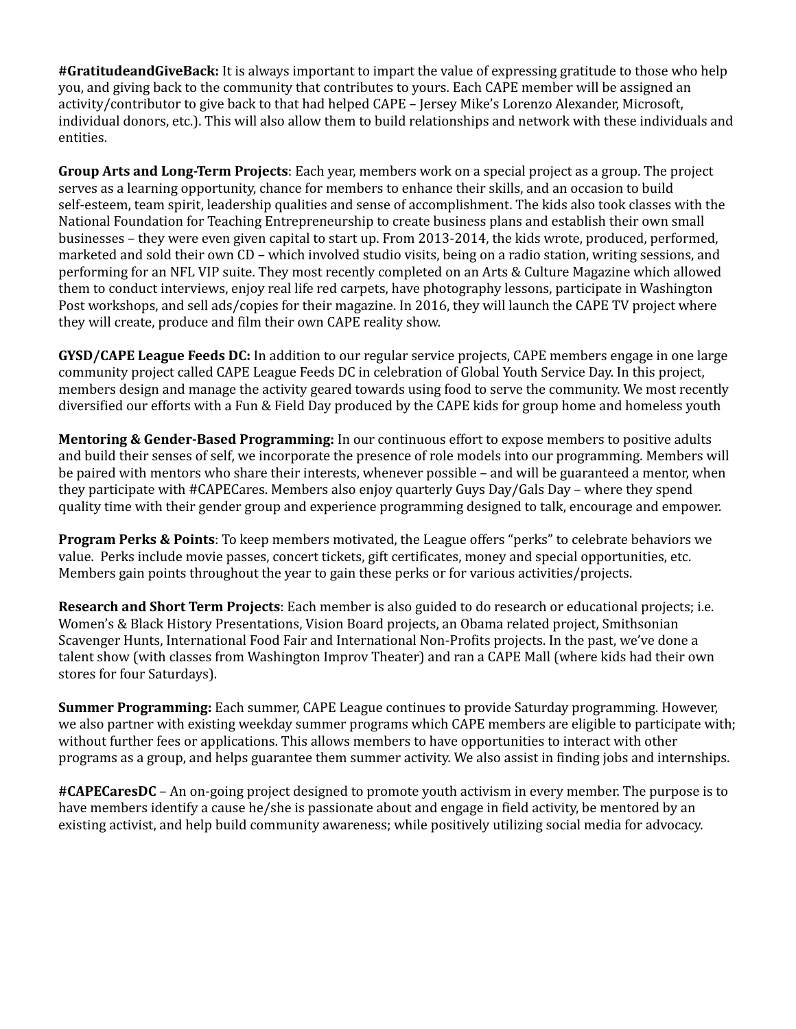**#GratitudeandGiveBack:** It is always important to impart the value of expressing gratitude to those who help you, and giving back to the community that contributes to yours. Each CAPE member will be assigned an activity/contributor to give back to that had helped CAPE – Jersey Mike's Lorenzo Alexander, Microsoft, individual donors, etc.). This will also allow them to build relationships and network with these individuals and entities.

**Group Arts and Long-Term Projects**: Each year, members work on a special project as a group. The project serves as a learning opportunity, chance for members to enhance their skills, and an occasion to build self-esteem, team spirit, leadership qualities and sense of accomplishment. The kids also took classes with the National Foundation for Teaching Entrepreneurship to create business plans and establish their own small businesses – they were even given capital to start up. From 2013-2014, the kids wrote, produced, performed, marketed and sold their own CD – which involved studio visits, being on a radio station, writing sessions, and performing for an NFL VIP suite. They most recently completed on an Arts & Culture Magazine which allowed them to conduct interviews, enjoy real life red carpets, have photography lessons, participate in Washington Post workshops, and sell ads/copies for their magazine. In 2016, they will launch the CAPE TV project where they will create, produce and film their own CAPE reality show.

**GYSD/CAPE League Feeds DC:** In addition to our regular service projects, CAPE members engage in one large community project called CAPE League Feeds DC in celebration of Global Youth Service Day. In this project, members design and manage the activity geared towards using food to serve the community. We most recently diversified our efforts with a Fun & Field Day produced by the CAPE kids for group home and homeless youth

**Mentoring & Gender-Based Programming:** In our continuous effort to expose members to positive adults and build their senses of self, we incorporate the presence of role models into our programming. Members will be paired with mentors who share their interests, whenever possible – and will be guaranteed a mentor, when they participate with #CAPECares. Members also enjoy quarterly Guys Day/Gals Day – where they spend quality time with their gender group and experience programming designed to talk, encourage and empower.

**Program Perks & Points**: To keep members motivated, the League offers "perks" to celebrate behaviors we value. Perks include movie passes, concert tickets, gift certificates, money and special opportunities, etc. Members gain points throughout the year to gain these perks or for various activities/projects.

**Research and Short Term Projects**: Each member is also guided to do research or educational projects; i.e. Women's & Black History Presentations, Vision Board projects, an Obama related project, Smithsonian Scavenger Hunts, International Food Fair and International Non-Profits projects. In the past, we've done a talent show (with classes from Washington Improv Theater) and ran a CAPE Mall (where kids had their own stores for four Saturdays).

**Summer Programming:** Each summer, CAPE League continues to provide Saturday programming. However, we also partner with existing weekday summer programs which CAPE members are eligible to participate with; without further fees or applications. This allows members to have opportunities to interact with other programs as a group, and helps guarantee them summer activity. We also assist in finding jobs and internships.

**#CAPECaresDC** – An on-going project designed to promote youth activism in every member. The purpose is to have members identify a cause he/she is passionate about and engage in field activity, be mentored by an existing activist, and help build community awareness; while positively utilizing social media for advocacy.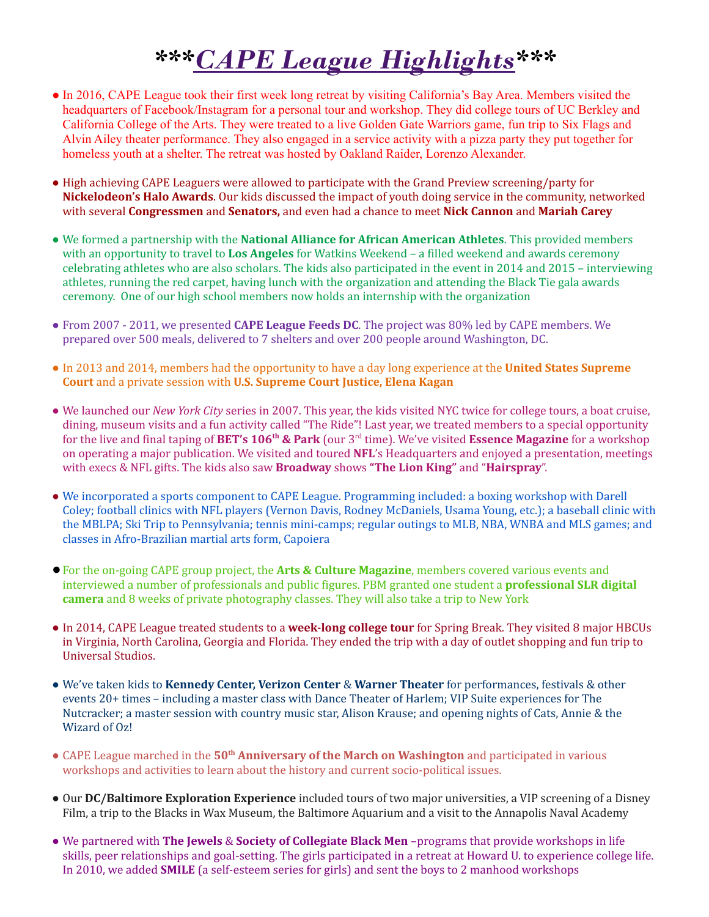# \*\*\****CAPE League Highlights***\*\*\*

- In 2016, CAPE League took their first week long retreat by visiting California's Bay Area. Members visited the headquarters of Facebook/Instagram for a personal tour and workshop. They did college tours of UC Berkley and California College of the Arts. They were treated to a live Golden Gate Warriors game, fun trip to Six Flags and Alvin Ailey theater performance. They also engaged in a service activity with a pizza party they put together for homeless youth at a shelter. The retreat was hosted by Oakland Raider, Lorenzo Alexander.

- High achieving CAPE Leaguers were allowed to participate with the Grand Preview screening/party for **Nickelodeon's Halo Awards**. Our kids discussed the impact of youth doing service in the community, networked with several **Congressmen** and **Senators,** and even had a chance to meet **Nick Cannon** and **Mariah Carey**

- We formed a partnership with the **National Alliance for African American Athletes**. This provided members with an opportunity to travel to **Los Angeles** for Watkins Weekend – a filled weekend and awards ceremony celebrating athletes who are also scholars. The kids also participated in the event in 2014 and 2015 – interviewing athletes, running the red carpet, having lunch with the organization and attending the Black Tie gala awards ceremony. One of our high school members now holds an internship with the organization

- From 2007 - 2011, we presented **CAPE League Feeds DC**. The project was 80% led by CAPE members. We prepared over 500 meals, delivered to 7 shelters and over 200 people around Washington, DC.

- In 2013 and 2014, members had the opportunity to have a day long experience at the **United States Supreme Court** and a private session with **U.S. Supreme Court Justice, Elena Kagan**

- We launched our *New York City* series in 2007. This year, the kids visited NYC twice for college tours, a boat cruise, dining, museum visits and a fun activity called "The Ride"! Last year, we treated members to a special opportunity for the live and final taping of **BET's 106th & Park** (our 3rd time). We've visited **Essence Magazine** for a workshop on operating a major publication. We visited and toured **NFL**'s Headquarters and enjoyed a presentation, meetings with execs & NFL gifts. The kids also saw **Broadway** shows **"The Lion King"** and "**Hairspray**".

- We incorporated a sports component to CAPE League. Programming included: a boxing workshop with Darell Coley; football clinics with NFL players (Vernon Davis, Rodney McDaniels, Usama Young, etc.); a baseball clinic with the MBLPA; Ski Trip to Pennsylvania; tennis mini-camps; regular outings to MLB, NBA, WNBA and MLS games; and classes in Afro-Brazilian martial arts form, Capoiera

- For the on-going CAPE group project, the **Arts & Culture Magazine**, members covered various events and interviewed a number of professionals and public figures. PBM granted one student a **professional SLR digital camera** and 8 weeks of private photography classes. They will also take a trip to New York

- In 2014, CAPE League treated students to a **week-long college tour** for Spring Break. They visited 8 major HBCUs in Virginia, North Carolina, Georgia and Florida. They ended the trip with a day of outlet shopping and fun trip to Universal Studios.

- We've taken kids to **Kennedy Center, Verizon Center** & **Warner Theater** for performances, festivals & other events 20+ times – including a master class with Dance Theater of Harlem; VIP Suite experiences for The Nutcracker; a master session with country music star, Alison Krause; and opening nights of Cats, Annie & the Wizard of Oz!

- CAPE League marched in the **50th Anniversary of the March on Washington** and participated in various workshops and activities to learn about the history and current socio-political issues.

- Our **DC/Baltimore Exploration Experience** included tours of two major universities, a VIP screening of a Disney Film, a trip to the Blacks in Wax Museum, the Baltimore Aquarium and a visit to the Annapolis Naval Academy

- We partnered with **The Jewels** & **Society of Collegiate Black Men** –programs that provide workshops in life skills, peer relationships and goal-setting. The girls participated in a retreat at Howard U. to experience college life. In 2010, we added **SMILE** (a self-esteem series for girls) and sent the boys to 2 manhood workshops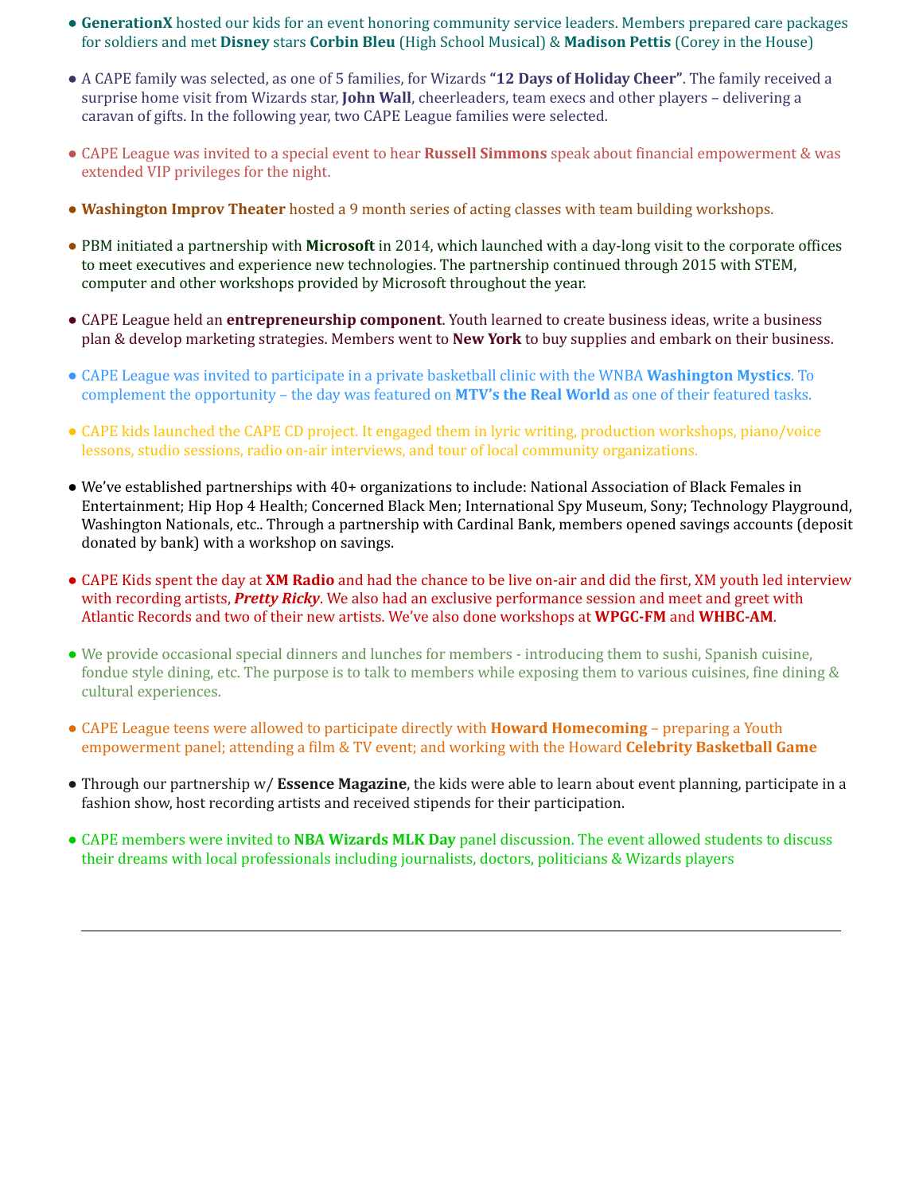- **GenerationX** hosted our kids for an event honoring community service leaders. Members prepared care packages for soldiers and met **Disney** stars **Corbin Bleu** (High School Musical) & **Madison Pettis** (Corey in the House)

- A CAPE family was selected, as one of 5 families, for Wizards **"12 Days of Holiday Cheer"**. The family received a surprise home visit from Wizards star, **John Wall**, cheerleaders, team execs and other players – delivering a caravan of gifts. In the following year, two CAPE League families were selected.

- CAPE League was invited to a special event to hear **Russell Simmons** speak about financial empowerment & was extended VIP privileges for the night.

- **Washington Improv Theater** hosted a 9 month series of acting classes with team building workshops.

- PBM initiated a partnership with **Microsoft** in 2014, which launched with a day-long visit to the corporate offices to meet executives and experience new technologies. The partnership continued through 2015 with STEM, computer and other workshops provided by Microsoft throughout the year.

- CAPE League held an **entrepreneurship component**. Youth learned to create business ideas, write a business plan & develop marketing strategies. Members went to **New York** to buy supplies and embark on their business.

- CAPE League was invited to participate in a private basketball clinic with the WNBA **Washington Mystics**. To complement the opportunity – the day was featured on **MTV's the Real World** as one of their featured tasks.

- CAPE kids launched the CAPE CD project. It engaged them in lyric writing, production workshops, piano/voice lessons, studio sessions, radio on-air interviews, and tour of local community organizations.

- We've established partnerships with 40+ organizations to include: National Association of Black Females in Entertainment; Hip Hop 4 Health; Concerned Black Men; International Spy Museum, Sony; Technology Playground, Washington Nationals, etc.. Through a partnership with Cardinal Bank, members opened savings accounts (deposit donated by bank) with a workshop on savings.

- CAPE Kids spent the day at **XM Radio** and had the chance to be live on-air and did the first, XM youth led interview with recording artists, ***Pretty Ricky***. We also had an exclusive performance session and meet and greet with Atlantic Records and two of their new artists. We've also done workshops at **WPGC-FM** and **WHBC-AM**.

- We provide occasional special dinners and lunches for members - introducing them to sushi, Spanish cuisine, fondue style dining, etc. The purpose is to talk to members while exposing them to various cuisines, fine dining & cultural experiences.

- CAPE League teens were allowed to participate directly with **Howard Homecoming** – preparing a Youth empowerment panel; attending a film & TV event; and working with the Howard **Celebrity Basketball Game**

- Through our partnership w/ **Essence Magazine**, the kids were able to learn about event planning, participate in a fashion show, host recording artists and received stipends for their participation.

- CAPE members were invited to **NBA Wizards MLK Day** panel discussion. The event allowed students to discuss their dreams with local professionals including journalists, doctors, politicians & Wizards players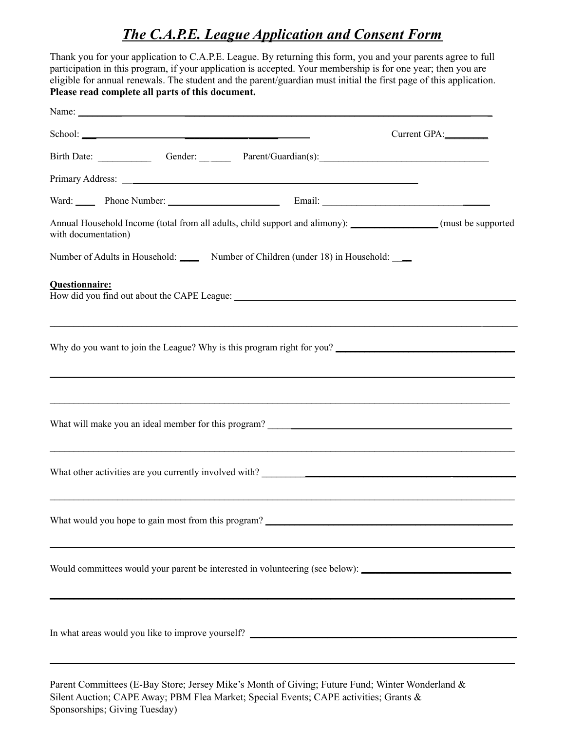# *The C.A.P.E. League Application and Consent Form*

Thank you for your application to C.A.P.E. League. By returning this form, you and your parents agree to full participation in this program, if your application is accepted. Your membership is for one year; then you are eligible for annual renewals. The student and the parent/guardian must initial the first page of this application. **Please read complete all parts of this document.**

Name: ______________________________________________________________________________

School: ____________________________________________ Current GPA:_________

Birth Date: ___________ Gender: _______ Parent/Guardian(s):____________________________________

Primary Address: ______________________________________________________________

Ward: _____ Phone Number: ________________________ Email: ____________________________________

Annual Household Income (total from all adults, child support and alimony): __________________ (must be supported with documentation)

Number of Adults in Household: ____ Number of Children (under 18) in Household: ___

**Questionnaire:**

How did you find out about the CAPE League: ______________________________________________________________

______________________________________________________________________________________________

Why do you want to join the League? Why is this program right for you? ______________________________________

______________________________________________________________________________________________

______________________________________________________________________________________________

What will make you an ideal member for this program? ____________________________________________________

______________________________________________________________________________________________

What other activities are you currently involved with? _____________________________________________________

______________________________________________________________________________________________

What would you hope to gain most from this program? ____________________________________________________

______________________________________________________________________________________________

Would committees would your parent be interested in volunteering (see below): ________________________________

______________________________________________________________________________________________

In what areas would you like to improve yourself? ________________________________________________________

______________________________________________________________________________________________

Parent Committees (E-Bay Store; Jersey Mike's Month of Giving; Future Fund; Winter Wonderland & Silent Auction; CAPE Away; PBM Flea Market; Special Events; CAPE activities; Grants & Sponsorships; Giving Tuesday)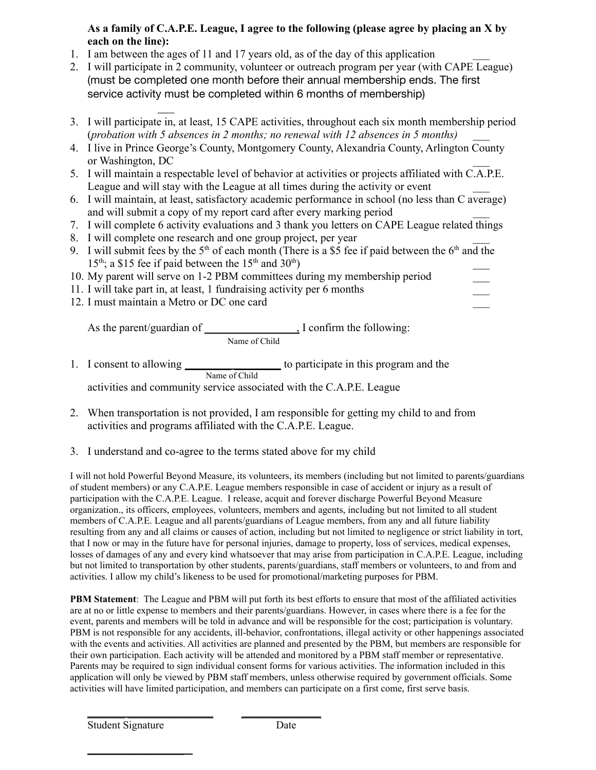**As a family of C.A.P.E. League, I agree to the following (please agree by placing an X by each on the line):**

1. I am between the ages of 11 and 17 years old, as of the day of this application ___
2. I will participate in 2 community, volunteer or outreach program per year (with CAPE League) (must be completed one month before their annual membership ends. The first service activity must be completed within 6 months of membership) ___
3. I will participate in, at least, 15 CAPE activities, throughout each six month membership period (*probation with 5 absences in 2 months; no renewal with 12 absences in 5 months)* ___
4. I live in Prince George's County, Montgomery County, Alexandria County, Arlington County or Washington, DC ___
5. I will maintain a respectable level of behavior at activities or projects affiliated with C.A.P.E. League and will stay with the League at all times during the activity or event ___
6. I will maintain, at least, satisfactory academic performance in school (no less than C average) and will submit a copy of my report card after every marking period ___
7. I will complete 6 activity evaluations and 3 thank you letters on CAPE League related things
8. I will complete one research and one group project, per year ___
9. I will submit fees by the 5th of each month (There is a $5 fee if paid between the 6th and the 15th; a $15 fee if paid between the 15th and 30th) ___
10. My parent will serve on 1-2 PBM committees during my membership period ___
11. I will take part in, at least, 1 fundraising activity per 6 months ___
12. I must maintain a Metro or DC one card ___

As the parent/guardian of ________________, I confirm the following:
Name of Child

1. I consent to allowing ________________ to participate in this program and the activities and community service associated with the C.A.P.E. League
   Name of Child

2. When transportation is not provided, I am responsible for getting my child to and from activities and programs affiliated with the C.A.P.E. League.

3. I understand and co-agree to the terms stated above for my child

I will not hold Powerful Beyond Measure, its volunteers, its members (including but not limited to parents/guardians of student members) or any C.A.P.E. League members responsible in case of accident or injury as a result of participation with the C.A.P.E. League. I release, acquit and forever discharge Powerful Beyond Measure organization., its officers, employees, volunteers, members and agents, including but not limited to all student members of C.A.P.E. League and all parents/guardians of League members, from any and all future liability resulting from any and all claims or causes of action, including but not limited to negligence or strict liability in tort, that I now or may in the future have for personal injuries, damage to property, loss of services, medical expenses, losses of damages of any and every kind whatsoever that may arise from participation in C.A.P.E. League, including but not limited to transportation by other students, parents/guardians, staff members or volunteers, to and from and activities. I allow my child's likeness to be used for promotional/marketing purposes for PBM.

**PBM Statement**: The League and PBM will put forth its best efforts to ensure that most of the affiliated activities are at no or little expense to members and their parents/guardians. However, in cases where there is a fee for the event, parents and members will be told in advance and will be responsible for the cost; participation is voluntary. PBM is not responsible for any accidents, ill-behavior, confrontations, illegal activity or other happenings associated with the events and activities. All activities are planned and presented by the PBM, but members are responsible for their own participation. Each activity will be attended and monitored by a PBM staff member or representative. Parents may be required to sign individual consent forms for various activities. The information included in this application will only be viewed by PBM staff members, unless otherwise required by government officials. Some activities will have limited participation, and members can participate on a first come, first serve basis.

________________________ ________________
Student Signature Date

____________________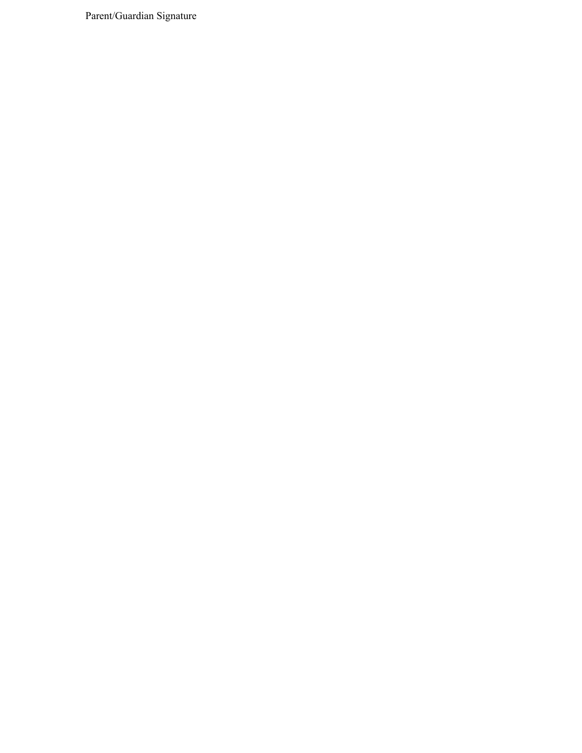Parent/Guardian Signature